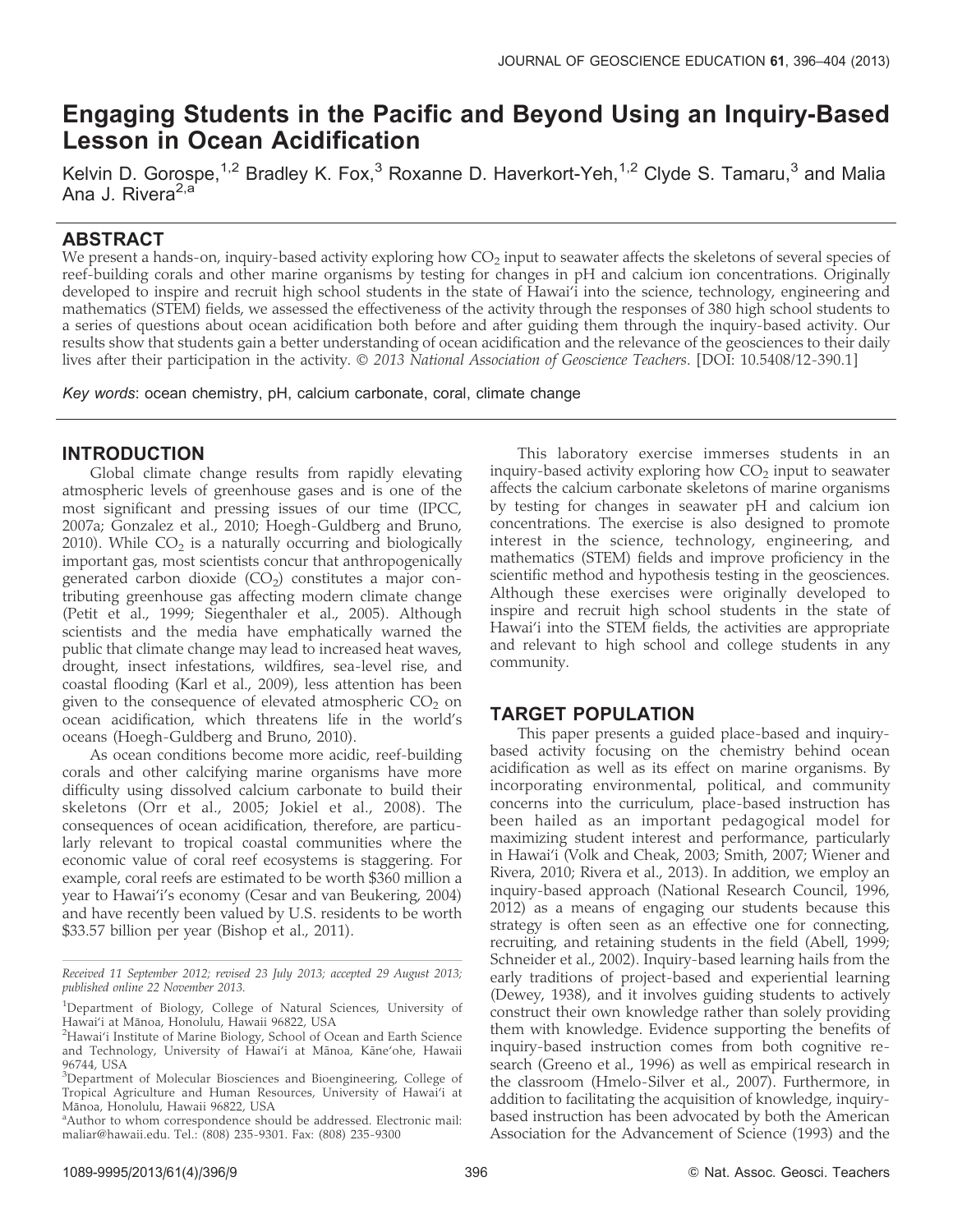# Engaging Students in the Pacific and Beyond Using an Inquiry-Based Lesson in Ocean Acidification

Kelvin D. Gorospe,[1,2] Bradley K. Fox,[3] Roxanne D. Haverkort-Yeh,[1,2] Clyde S. Tamaru,[3] and Malia Ana J. Rivera[2,a]

## ABSTRACT

We present a hands-on, inquiry-based activity exploring how $CO_2$ input to seawater affects the skeletons of several species of reef-building corals and other marine organisms by testing for changes in pH and calcium ion concentrations. Originally developed to inspire and recruit high school students in the state of Hawai'i into the science, technology, engineering and mathematics (STEM) fields, we assessed the effectiveness of the activity through the responses of 380 high school students to a series of questions about ocean acidification both before and after guiding them through the inquiry-based activity. Our results show that students gain a better understanding of ocean acidification and the relevance of the geosciences to their daily lives after their participation in the activity. *© 2013 National Association of Geoscience Teachers*. [DOI: 10.5408/12-390.1]

*Key words*: ocean chemistry, pH, calcium carbonate, coral, climate change

## INTRODUCTION

Global climate change results from rapidly elevating atmospheric levels of greenhouse gases and is one of the most significant and pressing issues of our time (IPCC, 2007a; Gonzalez et al., 2010; Hoegh-Guldberg and Bruno, 2010). While $CO_2$ is a naturally occurring and biologically important gas, most scientists concur that anthropogenically generated carbon dioxide ($CO_2$) constitutes a major contributing greenhouse gas affecting modern climate change (Petit et al., 1999; Siegenthaler et al., 2005). Although scientists and the media have emphatically warned the public that climate change may lead to increased heat waves, drought, insect infestations, wildfires, sea-level rise, and coastal flooding (Karl et al., 2009), less attention has been given to the consequence of elevated atmospheric $CO_2$ on ocean acidification, which threatens life in the world's oceans (Hoegh-Guldberg and Bruno, 2010).

As ocean conditions become more acidic, reef-building corals and other calcifying marine organisms have more difficulty using dissolved calcium carbonate to build their skeletons (Orr et al., 2005; Jokiel et al., 2008). The consequences of ocean acidification, therefore, are particularly relevant to tropical coastal communities where the economic value of coral reef ecosystems is staggering. For example, coral reefs are estimated to be worth \$360 million a year to Hawai'i's economy (Cesar and van Beukering, 2004) and have recently been valued by U.S. residents to be worth \$33.57 billion per year (Bishop et al., 2011).

*Received 11 September 2012; revised 23 July 2013; accepted 29 August 2013; published online 22 November 2013.*

[1]Department of Biology, College of Natural Sciences, University of Hawai'i at Mānoa, Honolulu, Hawaii 96822, USA

[2]Hawai'i Institute of Marine Biology, School of Ocean and Earth Science and Technology, University of Hawai'i at Mānoa, Kāne'ohe, Hawaii 96744, USA

[3]Department of Molecular Biosciences and Bioengineering, College of Tropical Agriculture and Human Resources, University of Hawai'i at Mānoa, Honolulu, Hawaii 96822, USA

[a]Author to whom correspondence should be addressed. Electronic mail: maliar@hawaii.edu. Tel.: (808) 235-9301. Fax: (808) 235-9300

This laboratory exercise immerses students in an inquiry-based activity exploring how $CO_2$ input to seawater affects the calcium carbonate skeletons of marine organisms by testing for changes in seawater pH and calcium ion concentrations. The exercise is also designed to promote interest in the science, technology, engineering, and mathematics (STEM) fields and improve proficiency in the scientific method and hypothesis testing in the geosciences. Although these exercises were originally developed to inspire and recruit high school students in the state of Hawai'i into the STEM fields, the activities are appropriate and relevant to high school and college students in any community.

## TARGET POPULATION

This paper presents a guided place-based and inquiry-based activity focusing on the chemistry behind ocean acidification as well as its effect on marine organisms. By incorporating environmental, political, and community concerns into the curriculum, place-based instruction has been hailed as an important pedagogical model for maximizing student interest and performance, particularly in Hawai'i (Volk and Cheak, 2003; Smith, 2007; Wiener and Rivera, 2010; Rivera et al., 2013). In addition, we employ an inquiry-based approach (National Research Council, 1996, 2012) as a means of engaging our students because this strategy is often seen as an effective one for connecting, recruiting, and retaining students in the field (Abell, 1999; Schneider et al., 2002). Inquiry-based learning hails from the early traditions of project-based and experiential learning (Dewey, 1938), and it involves guiding students to actively construct their own knowledge rather than solely providing them with knowledge. Evidence supporting the benefits of inquiry-based instruction comes from both cognitive research (Greeno et al., 1996) as well as empirical research in the classroom (Hmelo-Silver et al., 2007). Furthermore, in addition to facilitating the acquisition of knowledge, inquiry-based instruction has been advocated by both the American Association for the Advancement of Science (1993) and the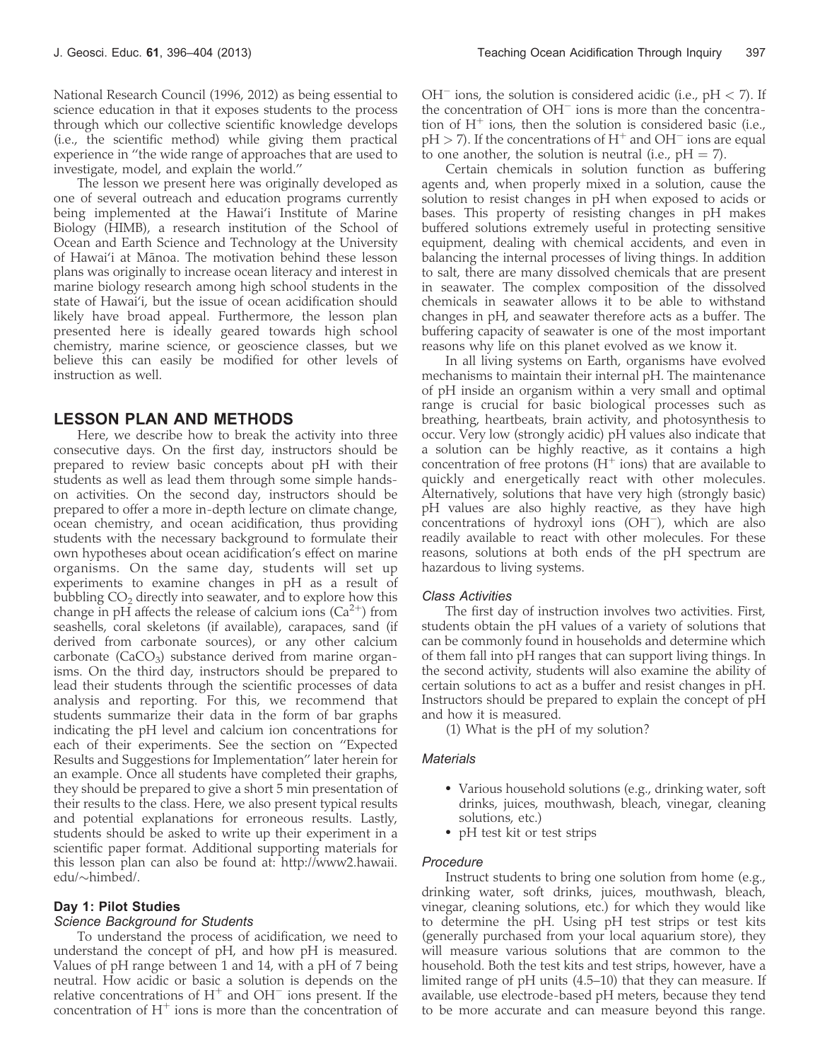National Research Council (1996, 2012) as being essential to science education in that it exposes students to the process through which our collective scientific knowledge develops (i.e., the scientific method) while giving them practical experience in "the wide range of approaches that are used to investigate, model, and explain the world."

The lesson we present here was originally developed as one of several outreach and education programs currently being implemented at the Hawai'i Institute of Marine Biology (HIMB), a research institution of the School of Ocean and Earth Science and Technology at the University of Hawai'i at Mānoa. The motivation behind these lesson plans was originally to increase ocean literacy and interest in marine biology research among high school students in the state of Hawai'i, but the issue of ocean acidification should likely have broad appeal. Furthermore, the lesson plan presented here is ideally geared towards high school chemistry, marine science, or geoscience classes, but we believe this can easily be modified for other levels of instruction as well.

## LESSON PLAN AND METHODS

Here, we describe how to break the activity into three consecutive days. On the first day, instructors should be prepared to review basic concepts about pH with their students as well as lead them through some simple hands-on activities. On the second day, instructors should be prepared to offer a more in-depth lecture on climate change, ocean chemistry, and ocean acidification, thus providing students with the necessary background to formulate their own hypotheses about ocean acidification's effect on marine organisms. On the same day, students will set up experiments to examine changes in pH as a result of bubbling $CO_2$ directly into seawater, and to explore how this change in pH affects the release of calcium ions ($Ca^{2+}$) from seashells, coral skeletons (if available), carapaces, sand (if derived from carbonate sources), or any other calcium carbonate ($CaCO_3$) substance derived from marine organisms. On the third day, instructors should be prepared to lead their students through the scientific processes of data analysis and reporting. For this, we recommend that students summarize their data in the form of bar graphs indicating the pH level and calcium ion concentrations for each of their experiments. See the section on "Expected Results and Suggestions for Implementation" later herein for an example. Once all students have completed their graphs, they should be prepared to give a short 5 min presentation of their results to the class. Here, we also present typical results and potential explanations for erroneous results. Lastly, students should be asked to write up their experiment in a scientific paper format. Additional supporting materials for this lesson plan can also be found at: http://www2.hawaii.edu/~himbed/.

### Day 1: Pilot Studies

#### *Science Background for Students*

To understand the process of acidification, we need to understand the concept of pH, and how pH is measured. Values of pH range between 1 and 14, with a pH of 7 being neutral. How acidic or basic a solution is depends on the relative concentrations of $H^+$ and $OH^-$ ions present. If the concentration of $H^+$ ions is more than the concentration of $OH^-$ ions, the solution is considered acidic (i.e., pH $< 7$). If the concentration of $OH^-$ ions is more than the concentration of $H^+$ ions, then the solution is considered basic (i.e., pH $> 7$). If the concentrations of $H^+$ and $OH^-$ ions are equal to one another, the solution is neutral (i.e., pH $= 7$).

Certain chemicals in solution function as buffering agents and, when properly mixed in a solution, cause the solution to resist changes in pH when exposed to acids or bases. This property of resisting changes in pH makes buffered solutions extremely useful in protecting sensitive equipment, dealing with chemical accidents, and even in balancing the internal processes of living things. In addition to salt, there are many dissolved chemicals that are present in seawater. The complex composition of the dissolved chemicals in seawater allows it to be able to withstand changes in pH, and seawater therefore acts as a buffer. The buffering capacity of seawater is one of the most important reasons why life on this planet evolved as we know it.

In all living systems on Earth, organisms have evolved mechanisms to maintain their internal pH. The maintenance of pH inside an organism within a very small and optimal range is crucial for basic biological processes such as breathing, heartbeats, brain activity, and photosynthesis to occur. Very low (strongly acidic) pH values also indicate that a solution can be highly reactive, as it contains a high concentration of free protons ($H^+$ ions) that are available to quickly and energetically react with other molecules. Alternatively, solutions that have very high (strongly basic) pH values are also highly reactive, as they have high concentrations of hydroxyl ions ($OH^-$), which are also readily available to react with other molecules. For these reasons, solutions at both ends of the pH spectrum are hazardous to living systems.

#### *Class Activities*

The first day of instruction involves two activities. First, students obtain the pH values of a variety of solutions that can be commonly found in households and determine which of them fall into pH ranges that can support living things. In the second activity, students will also examine the ability of certain solutions to act as a buffer and resist changes in pH. Instructors should be prepared to explain the concept of pH and how it is measured.

(1) What is the pH of my solution?

#### *Materials*

- Various household solutions (e.g., drinking water, soft drinks, juices, mouthwash, bleach, vinegar, cleaning solutions, etc.)
- pH test kit or test strips

#### *Procedure*

Instruct students to bring one solution from home (e.g., drinking water, soft drinks, juices, mouthwash, bleach, vinegar, cleaning solutions, etc.) for which they would like to determine the pH. Using pH test strips or test kits (generally purchased from your local aquarium store), they will measure various solutions that are common to the household. Both the test kits and test strips, however, have a limited range of pH units (4.5–10) that they can measure. If available, use electrode-based pH meters, because they tend to be more accurate and can measure beyond this range.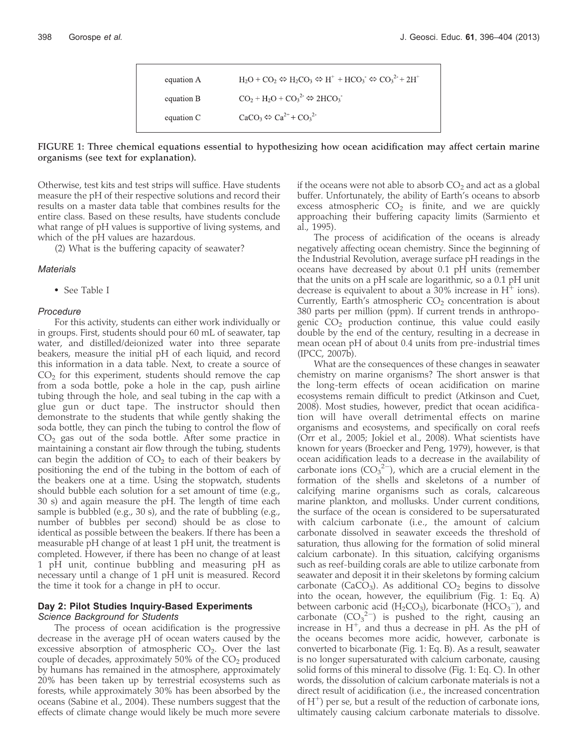| | |
|---|---|
| equation A | $H_2O + CO_2 \Leftrightarrow H_2CO_3 \Leftrightarrow H^+ + HCO_3^- \Leftrightarrow CO_3^{2-} + 2H^+$ |
| equation B | $CO_2 + H_2O + CO_3^{2-} \Leftrightarrow 2HCO_3^-$ |
| equation C | $CaCO_3 \Leftrightarrow Ca^{2+} + CO_3^{2-}$ |

**FIGURE 1: Three chemical equations essential to hypothesizing how ocean acidification may affect certain marine organisms (see text for explanation).**

Otherwise, test kits and test strips will suffice. Have students measure the pH of their respective solutions and record their results on a master data table that combines results for the entire class. Based on these results, have students conclude what range of pH values is supportive of living systems, and which of the pH values are hazardous.

(2) What is the buffering capacity of seawater?

### *Materials*

- See Table I

### *Procedure*

For this activity, students can either work individually or in groups. First, students should pour 60 mL of seawater, tap water, and distilled/deionized water into three separate beakers, measure the initial pH of each liquid, and record this information in a data table. Next, to create a source of $CO_2$ for this experiment, students should remove the cap from a soda bottle, poke a hole in the cap, push airline tubing through the hole, and seal tubing in the cap with a glue gun or duct tape. The instructor should then demonstrate to the students that while gently shaking the soda bottle, they can pinch the tubing to control the flow of $CO_2$ gas out of the soda bottle. After some practice in maintaining a constant air flow through the tubing, students can begin the addition of $CO_2$ to each of their beakers by positioning the end of the tubing in the bottom of each of the beakers one at a time. Using the stopwatch, students should bubble each solution for a set amount of time (e.g., 30 s) and again measure the pH. The length of time each sample is bubbled (e.g., 30 s), and the rate of bubbling (e.g., number of bubbles per second) should be as close to identical as possible between the beakers. If there has been a measurable pH change of at least 1 pH unit, the treatment is completed. However, if there has been no change of at least 1 pH unit, continue bubbling and measuring pH as necessary until a change of 1 pH unit is measured. Record the time it took for a change in pH to occur.

## Day 2: Pilot Studies Inquiry-Based Experiments

### *Science Background for Students*

The process of ocean acidification is the progressive decrease in the average pH of ocean waters caused by the excessive absorption of atmospheric $CO_2$. Over the last couple of decades, approximately 50% of the $CO_2$ produced by humans has remained in the atmosphere, approximately 20% has been taken up by terrestrial ecosystems such as forests, while approximately 30% has been absorbed by the oceans (Sabine et al., 2004). These numbers suggest that the effects of climate change would likely be much more severe if the oceans were not able to absorb $CO_2$ and act as a global buffer. Unfortunately, the ability of Earth's oceans to absorb excess atmospheric $CO_2$ is finite, and we are quickly approaching their buffering capacity limits (Sarmiento et al., 1995).

The process of acidification of the oceans is already negatively affecting ocean chemistry. Since the beginning of the Industrial Revolution, average surface pH readings in the oceans have decreased by about 0.1 pH units (remember that the units on a pH scale are logarithmic, so a 0.1 pH unit decrease is equivalent to about a 30% increase in $H^+$ ions). Currently, Earth's atmospheric $CO_2$ concentration is about 380 parts per million (ppm). If current trends in anthropogenic $CO_2$ production continue, this value could easily double by the end of the century, resulting in a decrease in mean ocean pH of about 0.4 units from pre-industrial times (IPCC, 2007b).

What are the consequences of these changes in seawater chemistry on marine organisms? The short answer is that the long-term effects of ocean acidification on marine ecosystems remain difficult to predict (Atkinson and Cuet, 2008). Most studies, however, predict that ocean acidification will have overall detrimental effects on marine organisms and ecosystems, and specifically on coral reefs (Orr et al., 2005; Jokiel et al., 2008). What scientists have known for years (Broecker and Peng, 1979), however, is that ocean acidification leads to a decrease in the availability of carbonate ions ($CO_3^{2-}$), which are a crucial element in the formation of the shells and skeletons of a number of calcifying marine organisms such as corals, calcareous marine plankton, and mollusks. Under current conditions, the surface of the ocean is considered to be supersaturated with calcium carbonate (i.e., the amount of calcium carbonate dissolved in seawater exceeds the threshold of saturation, thus allowing for the formation of solid mineral calcium carbonate). In this situation, calcifying organisms such as reef-building corals are able to utilize carbonate from seawater and deposit it in their skeletons by forming calcium carbonate ($CaCO_3$). As additional $CO_2$ begins to dissolve into the ocean, however, the equilibrium (Fig. 1: Eq. A) between carbonic acid ($H_2CO_3$), bicarbonate ($HCO_3^-$), and carbonate ($CO_3^{2-}$) is pushed to the right, causing an increase in $H^+$, and thus a decrease in pH. As the pH of the oceans becomes more acidic, however, carbonate is converted to bicarbonate (Fig. 1: Eq. B). As a result, seawater is no longer supersaturated with calcium carbonate, causing solid forms of this mineral to dissolve (Fig. 1: Eq. C). In other words, the dissolution of calcium carbonate materials is not a direct result of acidification (i.e., the increased concentration of $H^+$) per se, but a result of the reduction of carbonate ions, ultimately causing calcium carbonate materials to dissolve.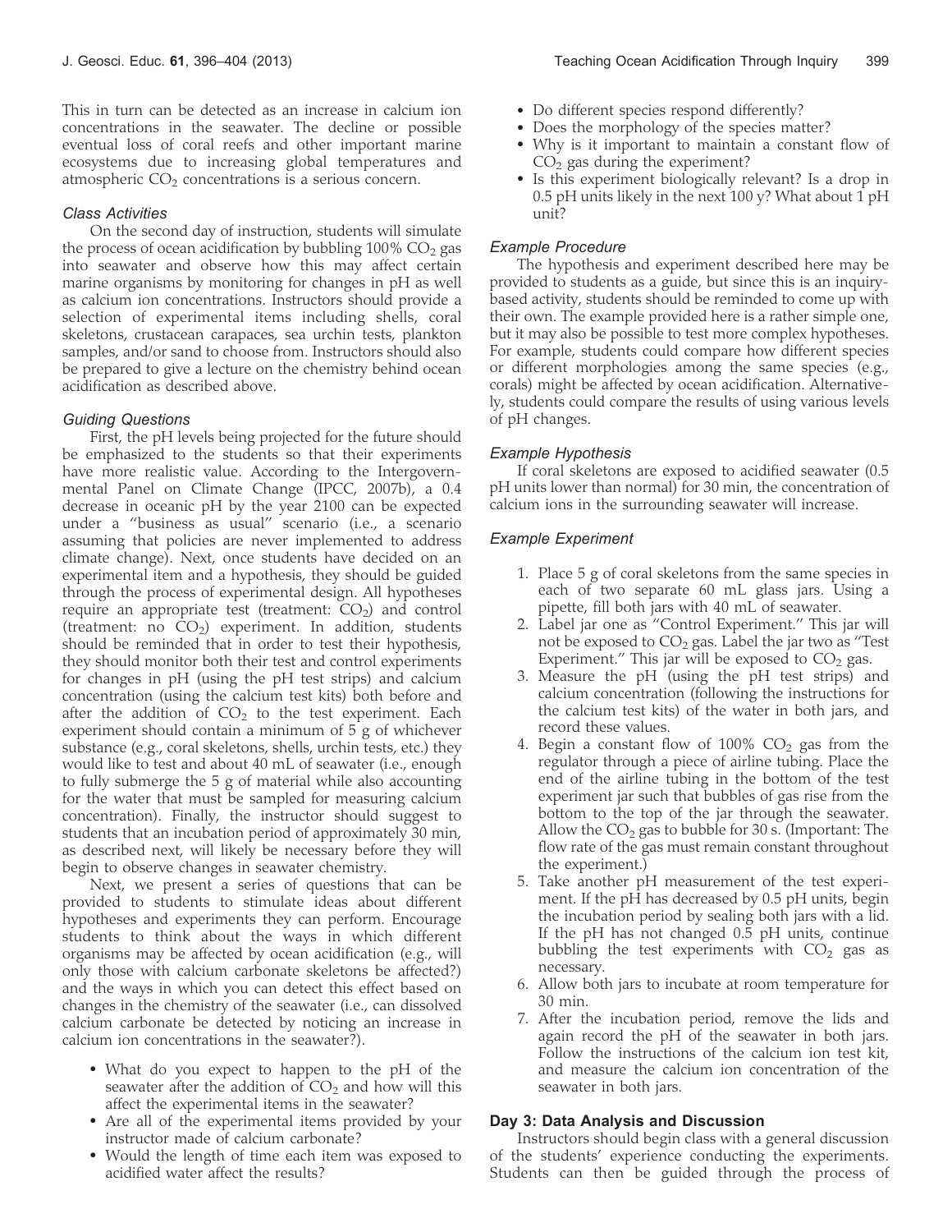This in turn can be detected as an increase in calcium ion concentrations in the seawater. The decline or possible eventual loss of coral reefs and other important marine ecosystems due to increasing global temperatures and atmospheric $CO_2$ concentrations is a serious concern.

### *Class Activities*

On the second day of instruction, students will simulate the process of ocean acidification by bubbling 100% $CO_2$ gas into seawater and observe how this may affect certain marine organisms by monitoring for changes in pH as well as calcium ion concentrations. Instructors should provide a selection of experimental items including shells, coral skeletons, crustacean carapaces, sea urchin tests, plankton samples, and/or sand to choose from. Instructors should also be prepared to give a lecture on the chemistry behind ocean acidification as described above.

### *Guiding Questions*

First, the pH levels being projected for the future should be emphasized to the students so that their experiments have more realistic value. According to the Intergovernmental Panel on Climate Change (IPCC, 2007b), a 0.4 decrease in oceanic pH by the year 2100 can be expected under a "business as usual" scenario (i.e., a scenario assuming that policies are never implemented to address climate change). Next, once students have decided on an experimental item and a hypothesis, they should be guided through the process of experimental design. All hypotheses require an appropriate test (treatment: $CO_2$) and control (treatment: no $CO_2$) experiment. In addition, students should be reminded that in order to test their hypothesis, they should monitor both their test and control experiments for changes in pH (using the pH test strips) and calcium concentration (using the calcium test kits) both before and after the addition of $CO_2$ to the test experiment. Each experiment should contain a minimum of 5 g of whichever substance (e.g., coral skeletons, shells, urchin tests, etc.) they would like to test and about 40 mL of seawater (i.e., enough to fully submerge the 5 g of material while also accounting for the water that must be sampled for measuring calcium concentration). Finally, the instructor should suggest to students that an incubation period of approximately 30 min, as described next, will likely be necessary before they will begin to observe changes in seawater chemistry.

Next, we present a series of questions that can be provided to students to stimulate ideas about different hypotheses and experiments they can perform. Encourage students to think about the ways in which different organisms may be affected by ocean acidification (e.g., will only those with calcium carbonate skeletons be affected?) and the ways in which you can detect this effect based on changes in the chemistry of the seawater (i.e., can dissolved calcium carbonate be detected by noticing an increase in calcium ion concentrations in the seawater?).

- What do you expect to happen to the pH of the seawater after the addition of $CO_2$ and how will this affect the experimental items in the seawater?
- Are all of the experimental items provided by your instructor made of calcium carbonate?
- Would the length of time each item was exposed to acidified water affect the results?
- Do different species respond differently?
- Does the morphology of the species matter?
- Why is it important to maintain a constant flow of $CO_2$ gas during the experiment?
- Is this experiment biologically relevant? Is a drop in 0.5 pH units likely in the next 100 y? What about 1 pH unit?

### *Example Procedure*

The hypothesis and experiment described here may be provided to students as a guide, but since this is an inquiry-based activity, students should be reminded to come up with their own. The example provided here is a rather simple one, but it may also be possible to test more complex hypotheses. For example, students could compare how different species or different morphologies among the same species (e.g., corals) might be affected by ocean acidification. Alternatively, students could compare the results of using various levels of pH changes.

### *Example Hypothesis*

If coral skeletons are exposed to acidified seawater (0.5 pH units lower than normal) for 30 min, the concentration of calcium ions in the surrounding seawater will increase.

### *Example Experiment*

1. Place 5 g of coral skeletons from the same species in each of two separate 60 mL glass jars. Using a pipette, fill both jars with 40 mL of seawater.
2. Label jar one as "Control Experiment." This jar will not be exposed to $CO_2$ gas. Label the jar two as "Test Experiment." This jar will be exposed to $CO_2$ gas.
3. Measure the pH (using the pH test strips) and calcium concentration (following the instructions for the calcium test kits) of the water in both jars, and record these values.
4. Begin a constant flow of 100% $CO_2$ gas from the regulator through a piece of airline tubing. Place the end of the airline tubing in the bottom of the test experiment jar such that bubbles of gas rise from the bottom to the top of the jar through the seawater. Allow the $CO_2$ gas to bubble for 30 s. (Important: The flow rate of the gas must remain constant throughout the experiment.)
5. Take another pH measurement of the test experiment. If the pH has decreased by 0.5 pH units, begin the incubation period by sealing both jars with a lid. If the pH has not changed 0.5 pH units, continue bubbling the test experiments with $CO_2$ gas as necessary.
6. Allow both jars to incubate at room temperature for 30 min.
7. After the incubation period, remove the lids and again record the pH of the seawater in both jars. Follow the instructions of the calcium ion test kit, and measure the calcium ion concentration of the seawater in both jars.

## Day 3: Data Analysis and Discussion

Instructors should begin class with a general discussion of the students' experience conducting the experiments. Students can then be guided through the process of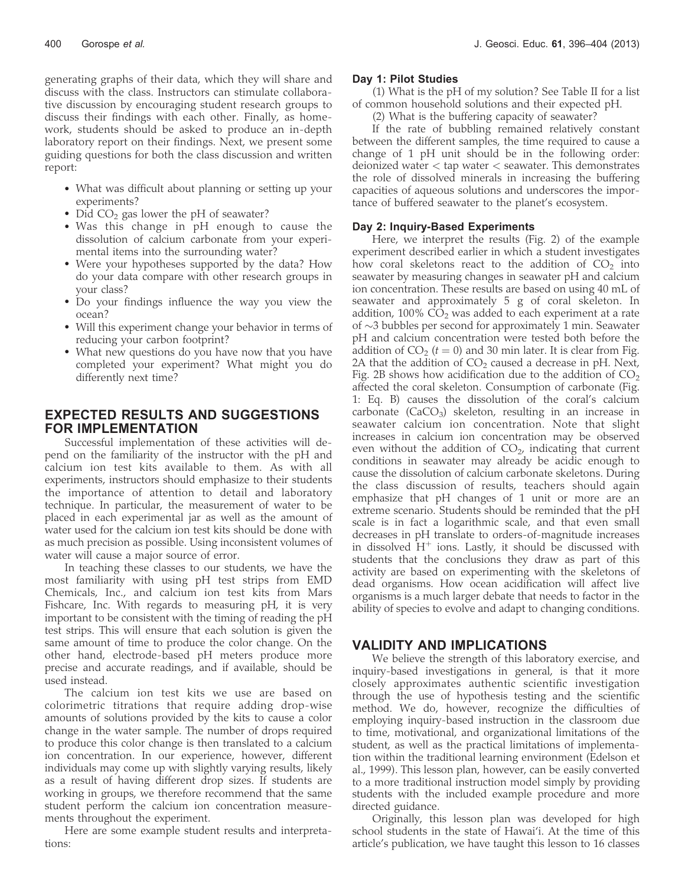generating graphs of their data, which they will share and discuss with the class. Instructors can stimulate collaborative discussion by encouraging student research groups to discuss their findings with each other. Finally, as homework, students should be asked to produce an in-depth laboratory report on their findings. Next, we present some guiding questions for both the class discussion and written report:

- What was difficult about planning or setting up your experiments?
- Did $CO_2$ gas lower the pH of seawater?
- Was this change in pH enough to cause the dissolution of calcium carbonate from your experimental items into the surrounding water?
- Were your hypotheses supported by the data? How do your data compare with other research groups in your class?
- Do your findings influence the way you view the ocean?
- Will this experiment change your behavior in terms of reducing your carbon footprint?
- What new questions do you have now that you have completed your experiment? What might you do differently next time?

## EXPECTED RESULTS AND SUGGESTIONS FOR IMPLEMENTATION

Successful implementation of these activities will depend on the familiarity of the instructor with the pH and calcium ion test kits available to them. As with all experiments, instructors should emphasize to their students the importance of attention to detail and laboratory technique. In particular, the measurement of water to be placed in each experimental jar as well as the amount of water used for the calcium ion test kits should be done with as much precision as possible. Using inconsistent volumes of water will cause a major source of error.

In teaching these classes to our students, we have the most familiarity with using pH test strips from EMD Chemicals, Inc., and calcium ion test kits from Mars Fishcare, Inc. With regards to measuring pH, it is very important to be consistent with the timing of reading the pH test strips. This will ensure that each solution is given the same amount of time to produce the color change. On the other hand, electrode-based pH meters produce more precise and accurate readings, and if available, should be used instead.

The calcium ion test kits we use are based on colorimetric titrations that require adding drop-wise amounts of solutions provided by the kits to cause a color change in the water sample. The number of drops required to produce this color change is then translated to a calcium ion concentration. In our experience, however, different individuals may come up with slightly varying results, likely as a result of having different drop sizes. If students are working in groups, we therefore recommend that the same student perform the calcium ion concentration measurements throughout the experiment.

Here are some example student results and interpretations:

### Day 1: Pilot Studies

(1) What is the pH of my solution? See Table II for a list of common household solutions and their expected pH.

(2) What is the buffering capacity of seawater?

If the rate of bubbling remained relatively constant between the different samples, the time required to cause a change of 1 pH unit should be in the following order: deionized water < tap water < seawater. This demonstrates the role of dissolved minerals in increasing the buffering capacities of aqueous solutions and underscores the importance of buffered seawater to the planet's ecosystem.

### Day 2: Inquiry-Based Experiments

Here, we interpret the results (Fig. 2) of the example experiment described earlier in which a student investigates how coral skeletons react to the addition of $CO_2$ into seawater by measuring changes in seawater pH and calcium ion concentration. These results are based on using 40 mL of seawater and approximately 5 g of coral skeleton. In addition, 100% $CO_2$ was added to each experiment at a rate of ~3 bubbles per second for approximately 1 min. Seawater pH and calcium concentration were tested both before the addition of $CO_2$ ($t = 0$) and 30 min later. It is clear from Fig. 2A that the addition of $CO_2$ caused a decrease in pH. Next, Fig. 2B shows how acidification due to the addition of $CO_2$ affected the coral skeleton. Consumption of carbonate (Fig. 1: Eq. B) causes the dissolution of the coral's calcium carbonate ($CaCO_3$) skeleton, resulting in an increase in seawater calcium ion concentration. Note that slight increases in calcium ion concentration may be observed even without the addition of $CO_2$, indicating that current conditions in seawater may already be acidic enough to cause the dissolution of calcium carbonate skeletons. During the class discussion of results, teachers should again emphasize that pH changes of 1 unit or more are an extreme scenario. Students should be reminded that the pH scale is in fact a logarithmic scale, and that even small decreases in pH translate to orders-of-magnitude increases in dissolved $H^+$ ions. Lastly, it should be discussed with students that the conclusions they draw as part of this activity are based on experimenting with the skeletons of dead organisms. How ocean acidification will affect live organisms is a much larger debate that needs to factor in the ability of species to evolve and adapt to changing conditions.

## VALIDITY AND IMPLICATIONS

We believe the strength of this laboratory exercise, and inquiry-based investigations in general, is that it more closely approximates authentic scientific investigation through the use of hypothesis testing and the scientific method. We do, however, recognize the difficulties of employing inquiry-based instruction in the classroom due to time, motivational, and organizational limitations of the student, as well as the practical limitations of implementation within the traditional learning environment (Edelson et al., 1999). This lesson plan, however, can be easily converted to a more traditional instruction model simply by providing students with the included example procedure and more directed guidance.

Originally, this lesson plan was developed for high school students in the state of Hawai'i. At the time of this article's publication, we have taught this lesson to 16 classes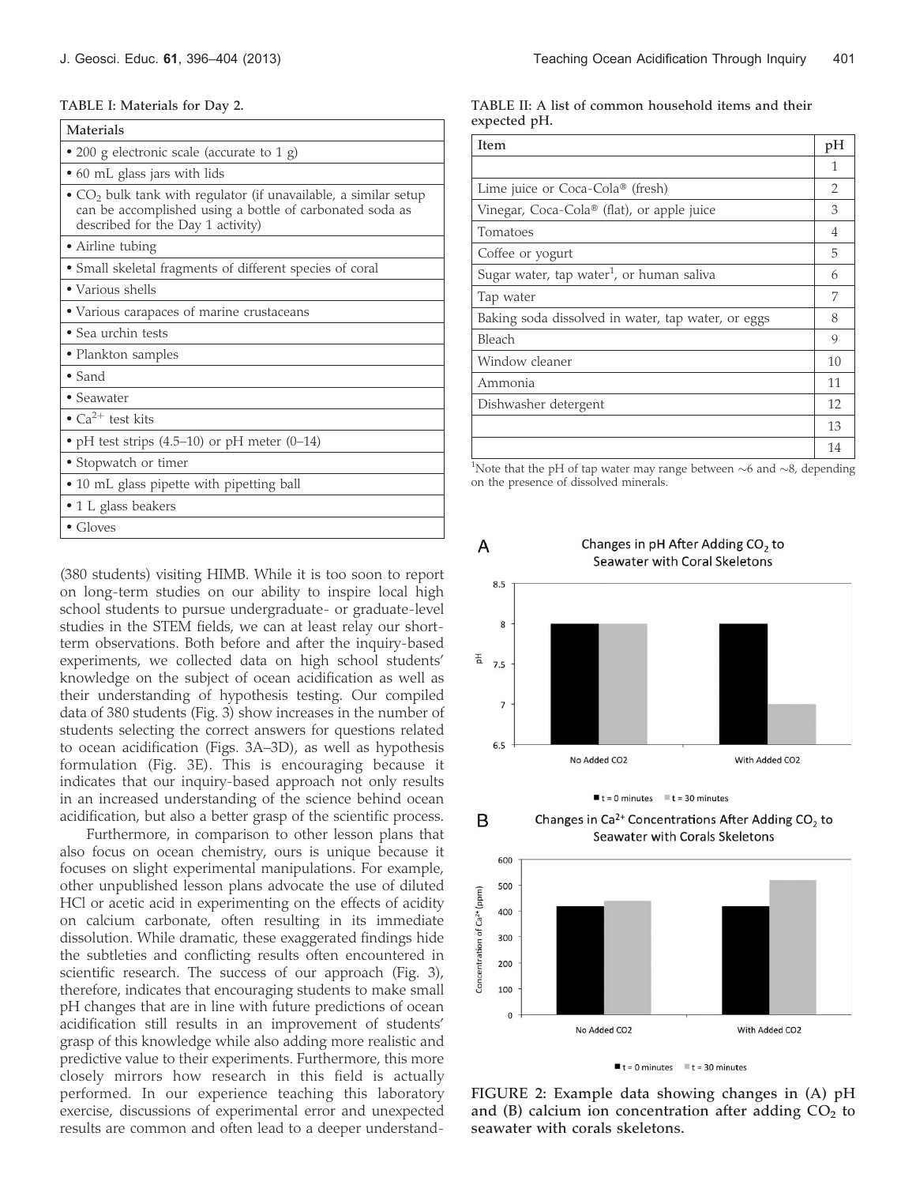TABLE I: Materials for Day 2.

| Materials |
|---|
| • 200 g electronic scale (accurate to 1 g) |
| • 60 mL glass jars with lids |
| • $CO_2$ bulk tank with regulator (if unavailable, a similar setup can be accomplished using a bottle of carbonated soda as described for the Day 1 activity) |
| • Airline tubing |
| • Small skeletal fragments of different species of coral |
| • Various shells |
| • Various carapaces of marine crustaceans |
| • Sea urchin tests |
| • Plankton samples |
| • Sand |
| • Seawater |
| • $Ca^{2+}$ test kits |
| • pH test strips (4.5–10) or pH meter (0–14) |
| • Stopwatch or timer |
| • 10 mL glass pipette with pipetting ball |
| • 1 L glass beakers |
| • Gloves |

(380 students) visiting HIMB. While it is too soon to report on long-term studies on our ability to inspire local high school students to pursue undergraduate- or graduate-level studies in the STEM fields, we can at least relay our short-term observations. Both before and after the inquiry-based experiments, we collected data on high school students' knowledge on the subject of ocean acidification as well as their understanding of hypothesis testing. Our compiled data of 380 students (Fig. 3) show increases in the number of students selecting the correct answers for questions related to ocean acidification (Figs. 3A–3D), as well as hypothesis formulation (Fig. 3E). This is encouraging because it indicates that our inquiry-based approach not only results in an increased understanding of the science behind ocean acidification, but also a better grasp of the scientific process.

Furthermore, in comparison to other lesson plans that also focus on ocean chemistry, ours is unique because it focuses on slight experimental manipulations. For example, other unpublished lesson plans advocate the use of diluted HCl or acetic acid in experimenting on the effects of acidity on calcium carbonate, often resulting in its immediate dissolution. While dramatic, these exaggerated findings hide the subtleties and conflicting results often encountered in scientific research. The success of our approach (Fig. 3), therefore, indicates that encouraging students to make small pH changes that are in line with future predictions of ocean acidification still results in an improvement of students' grasp of this knowledge while also adding more realistic and predictive value to their experiments. Furthermore, this more closely mirrors how research in this field is actually performed. In our experience teaching this laboratory exercise, discussions of experimental error and unexpected results are common and often lead to a deeper understand-

TABLE II: A list of common household items and their expected pH.

| Item | pH |
|---|---|
| | 1 |
| Lime juice or Coca-Cola® (fresh) | 2 |
| Vinegar, Coca-Cola® (flat), or apple juice | 3 |
| Tomatoes | 4 |
| Coffee or yogurt | 5 |
| Sugar water, tap water[1], or human saliva | 6 |
| Tap water | 7 |
| Baking soda dissolved in water, tap water, or eggs | 8 |
| Bleach | 9 |
| Window cleaner | 10 |
| Ammonia | 11 |
| Dishwasher detergent | 12 |
| | 13 |
| | 14 |

[1]Note that the pH of tap water may range between ~6 and ~8, depending on the presence of dissolved minerals.

FIGURE 2: Example data showing changes in (A) pH and (B) calcium ion concentration after adding $CO_2$ to seawater with corals skeletons.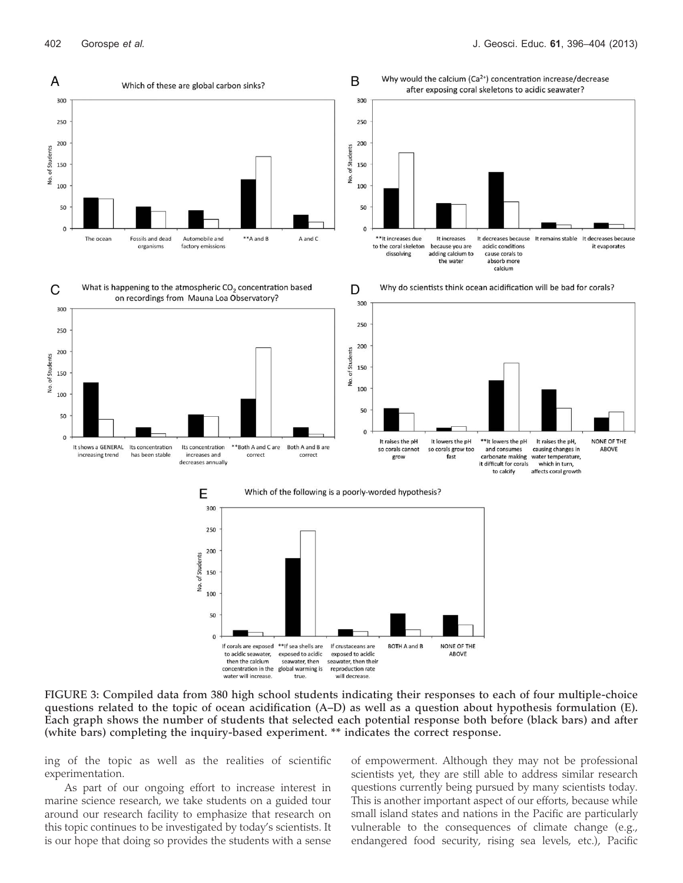FIGURE 3: Compiled data from 380 high school students indicating their responses to each of four multiple-choice questions related to the topic of ocean acidification (A–D) as well as a question about hypothesis formulation (E). Each graph shows the number of students that selected each potential response both before (black bars) and after (white bars) completing the inquiry-based experiment. ** indicates the correct response.

ing of the topic as well as the realities of scientific experimentation.

As part of our ongoing effort to increase interest in marine science research, we take students on a guided tour around our research facility to emphasize that research on this topic continues to be investigated by today's scientists. It is our hope that doing so provides the students with a sense of empowerment. Although they may not be professional scientists yet, they are still able to address similar research questions currently being pursued by many scientists today. This is another important aspect of our efforts, because while small island states and nations in the Pacific are particularly vulnerable to the consequences of climate change (e.g., endangered food security, rising sea levels, etc.), Pacific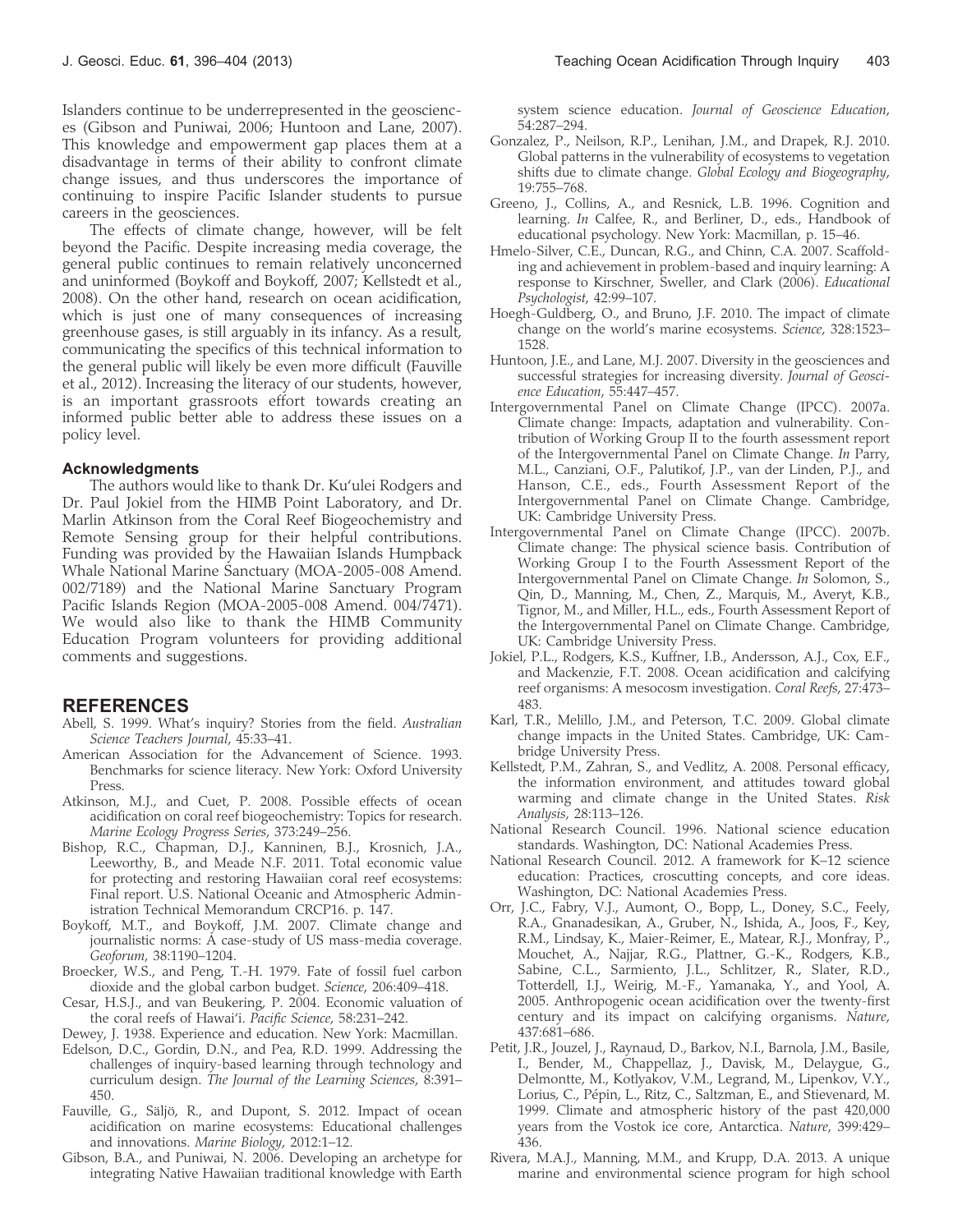Islanders continue to be underrepresented in the geosciences (Gibson and Puniwai, 2006; Huntoon and Lane, 2007). This knowledge and empowerment gap places them at a disadvantage in terms of their ability to confront climate change issues, and thus underscores the importance of continuing to inspire Pacific Islander students to pursue careers in the geosciences.

The effects of climate change, however, will be felt beyond the Pacific. Despite increasing media coverage, the general public continues to remain relatively unconcerned and uninformed (Boykoff and Boykoff, 2007; Kellstedt et al., 2008). On the other hand, research on ocean acidification, which is just one of many consequences of increasing greenhouse gases, is still arguably in its infancy. As a result, communicating the specifics of this technical information to the general public will likely be even more difficult (Fauville et al., 2012). Increasing the literacy of our students, however, is an important grassroots effort towards creating an informed public better able to address these issues on a policy level.

### Acknowledgments

The authors would like to thank Dr. Ku'ulei Rodgers and Dr. Paul Jokiel from the HIMB Point Laboratory, and Dr. Marlin Atkinson from the Coral Reef Biogeochemistry and Remote Sensing group for their helpful contributions. Funding was provided by the Hawaiian Islands Humpback Whale National Marine Sanctuary (MOA-2005-008 Amend. 002/7189) and the National Marine Sanctuary Program Pacific Islands Region (MOA-2005-008 Amend. 004/7471). We would also like to thank the HIMB Community Education Program volunteers for providing additional comments and suggestions.

## REFERENCES

Abell, S. 1999. What's inquiry? Stories from the field. *Australian Science Teachers Journal*, 45:33–41.

American Association for the Advancement of Science. 1993. Benchmarks for science literacy. New York: Oxford University Press.

Atkinson, M.J., and Cuet, P. 2008. Possible effects of ocean acidification on coral reef biogeochemistry: Topics for research. *Marine Ecology Progress Series*, 373:249–256.

Bishop, R.C., Chapman, D.J., Kanninen, B.J., Krosnich, J.A., Leeworthy, B., and Meade N.F. 2011. Total economic value for protecting and restoring Hawaiian coral reef ecosystems: Final report. U.S. National Oceanic and Atmospheric Administration Technical Memorandum CRCP16. p. 147.

Boykoff, M.T., and Boykoff, J.M. 2007. Climate change and journalistic norms: A case-study of US mass-media coverage. *Geoforum*, 38:1190–1204.

Broecker, W.S., and Peng, T.-H. 1979. Fate of fossil fuel carbon dioxide and the global carbon budget. *Science*, 206:409–418.

Cesar, H.S.J., and van Beukering, P. 2004. Economic valuation of the coral reefs of Hawai'i. *Pacific Science*, 58:231–242.

Dewey, J. 1938. Experience and education. New York: Macmillan.

Edelson, D.C., Gordin, D.N., and Pea, R.D. 1999. Addressing the challenges of inquiry-based learning through technology and curriculum design. *The Journal of the Learning Sciences*, 8:391–450.

Fauville, G., Säljö, R., and Dupont, S. 2012. Impact of ocean acidification on marine ecosystems: Educational challenges and innovations. *Marine Biology*, 2012:1–12.

Gibson, B.A., and Puniwai, N. 2006. Developing an archetype for integrating Native Hawaiian traditional knowledge with Earth system science education. *Journal of Geoscience Education*, 54:287–294.

Gonzalez, P., Neilson, R.P., Lenihan, J.M., and Drapek, R.J. 2010. Global patterns in the vulnerability of ecosystems to vegetation shifts due to climate change. *Global Ecology and Biogeography*, 19:755–768.

Greeno, J., Collins, A., and Resnick, L.B. 1996. Cognition and learning. *In* Calfee, R., and Berliner, D., eds., Handbook of educational psychology. New York: Macmillan, p. 15–46.

Hmelo-Silver, C.E., Duncan, R.G., and Chinn, C.A. 2007. Scaffolding and achievement in problem-based and inquiry learning: A response to Kirschner, Sweller, and Clark (2006). *Educational Psychologist*, 42:99–107.

Hoegh-Guldberg, O., and Bruno, J.F. 2010. The impact of climate change on the world's marine ecosystems. *Science*, 328:1523–1528.

Huntoon, J.E., and Lane, M.J. 2007. Diversity in the geosciences and successful strategies for increasing diversity. *Journal of Geoscience Education*, 55:447–457.

Intergovernmental Panel on Climate Change (IPCC). 2007a. Climate change: Impacts, adaptation and vulnerability. Contribution of Working Group II to the fourth assessment report of the Intergovernmental Panel on Climate Change. *In* Parry, M.L., Canziani, O.F., Palutikof, J.P., van der Linden, P.J., and Hanson, C.E., eds., Fourth Assessment Report of the Intergovernmental Panel on Climate Change. Cambridge, UK: Cambridge University Press.

Intergovernmental Panel on Climate Change (IPCC). 2007b. Climate change: The physical science basis. Contribution of Working Group I to the Fourth Assessment Report of the Intergovernmental Panel on Climate Change. *In* Solomon, S., Qin, D., Manning, M., Chen, Z., Marquis, M., Averyt, K.B., Tignor, M., and Miller, H.L., eds., Fourth Assessment Report of the Intergovernmental Panel on Climate Change. Cambridge, UK: Cambridge University Press.

Jokiel, P.L., Rodgers, K.S., Kuffner, I.B., Andersson, A.J., Cox, E.F., and Mackenzie, F.T. 2008. Ocean acidification and calcifying reef organisms: A mesocosm investigation. *Coral Reefs*, 27:473–483.

Karl, T.R., Melillo, J.M., and Peterson, T.C. 2009. Global climate change impacts in the United States. Cambridge, UK: Cambridge University Press.

Kellstedt, P.M., Zahran, S., and Vedlitz, A. 2008. Personal efficacy, the information environment, and attitudes toward global warming and climate change in the United States. *Risk Analysis*, 28:113–126.

National Research Council. 1996. National science education standards. Washington, DC: National Academies Press.

National Research Council. 2012. A framework for K–12 science education: Practices, croscutting concepts, and core ideas. Washington, DC: National Academies Press.

Orr, J.C., Fabry, V.J., Aumont, O., Bopp, L., Doney, S.C., Feely, R.A., Gnanadesikan, A., Gruber, N., Ishida, A., Joos, F., Key, R.M., Lindsay, K., Maier-Reimer, E., Matear, R.J., Monfray, P., Mouchet, A., Najjar, R.G., Plattner, G.-K., Rodgers, K.B., Sabine, C.L., Sarmiento, J.L., Schlitzer, R., Slater, R.D., Totterdell, I.J., Weirig, M.-F., Yamanaka, Y., and Yool, A. 2005. Anthropogenic ocean acidification over the twenty-first century and its impact on calcifying organisms. *Nature*, 437:681–686.

Petit, J.R., Jouzel, J., Raynaud, D., Barkov, N.I., Barnola, J.M., Basile, I., Bender, M., Chappellaz, J., Davisk, M., Delaygue, G., Delmontte, M., Kotlyakov, V.M., Legrand, M., Lipenkov, V.Y., Lorius, C., Pépin, L., Ritz, C., Saltzman, E., and Stievenard, M. 1999. Climate and atmospheric history of the past 420,000 years from the Vostok ice core, Antarctica. *Nature*, 399:429–436.

Rivera, M.A.J., Manning, M.M., and Krupp, D.A. 2013. A unique marine and environmental science program for high school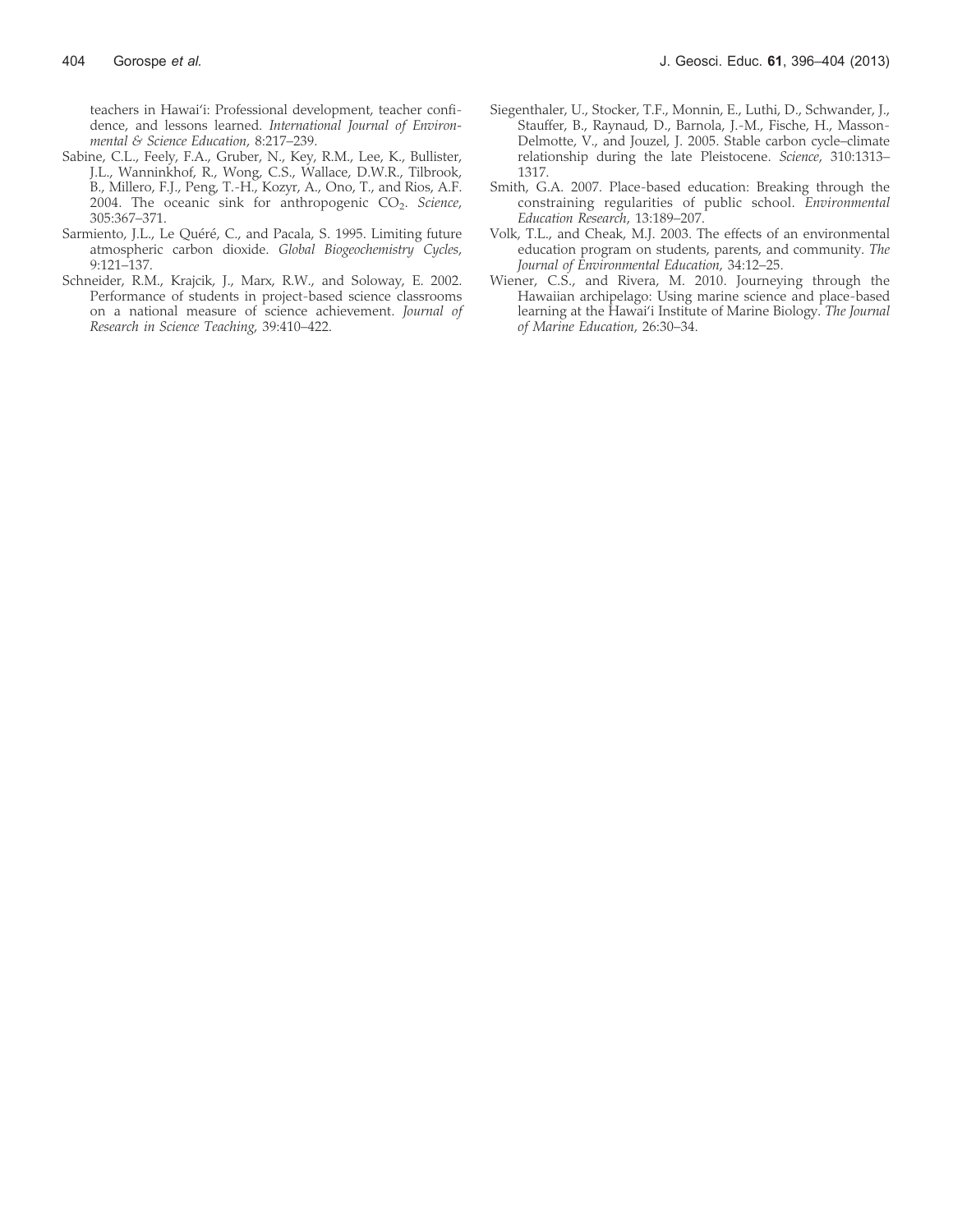teachers in Hawai'i: Professional development, teacher confidence, and lessons learned. *International Journal of Environmental & Science Education*, 8:217–239.

Sabine, C.L., Feely, F.A., Gruber, N., Key, R.M., Lee, K., Bullister, J.L., Wanninkhof, R., Wong, C.S., Wallace, D.W.R., Tilbrook, B., Millero, F.J., Peng, T.-H., Kozyr, A., Ono, T., and Rios, A.F. 2004. The oceanic sink for anthropogenic $CO_2$. *Science*, 305:367–371.

Sarmiento, J.L., Le Quéré, C., and Pacala, S. 1995. Limiting future atmospheric carbon dioxide. *Global Biogeochemistry Cycles*, 9:121–137.

Schneider, R.M., Krajcik, J., Marx, R.W., and Soloway, E. 2002. Performance of students in project-based science classrooms on a national measure of science achievement. *Journal of Research in Science Teaching*, 39:410–422.

Siegenthaler, U., Stocker, T.F., Monnin, E., Luthi, D., Schwander, J., Stauffer, B., Raynaud, D., Barnola, J.-M., Fische, H., Masson-Delmotte, V., and Jouzel, J. 2005. Stable carbon cycle–climate relationship during the late Pleistocene. *Science*, 310:1313–1317.

Smith, G.A. 2007. Place-based education: Breaking through the constraining regularities of public school. *Environmental Education Research*, 13:189–207.

Volk, T.L., and Cheak, M.J. 2003. The effects of an environmental education program on students, parents, and community. *The Journal of Environmental Education*, 34:12–25.

Wiener, C.S., and Rivera, M. 2010. Journeying through the Hawaiian archipelago: Using marine science and place-based learning at the Hawai'i Institute of Marine Biology. *The Journal of Marine Education*, 26:30–34.